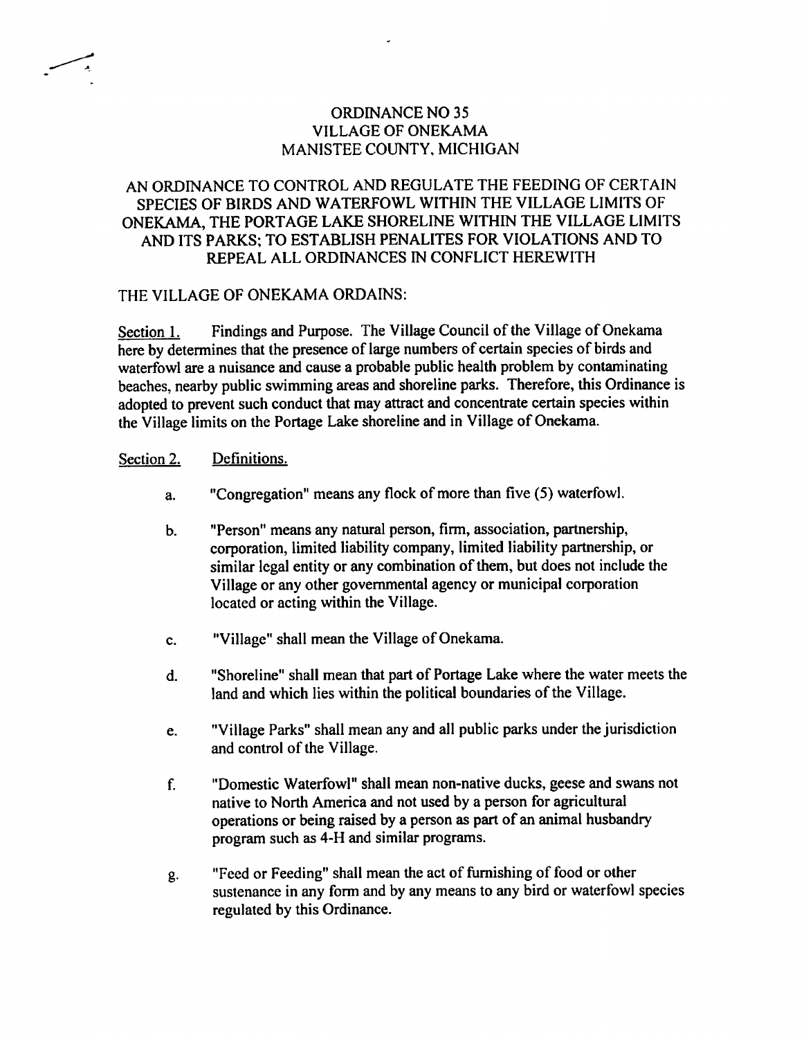# ORDINANCE NO 35
## VILLAGE OF ONEKAMA
## MANISTEE COUNTY, MICHIGAN

### AN ORDINANCE TO CONTROL AND REGULATE THE FEEDING OF CERTAIN SPECIES OF BIRDS AND WATERFOWL WITHIN THE VILLAGE LIMITS OF ONEKAMA, THE PORTAGE LAKE SHORELINE WITHIN THE VILLAGE LIMITS AND ITS PARKS; TO ESTABLISH PENALITES FOR VIOLATIONS AND TO REPEAL ALL ORDINANCES IN CONFLICT HEREWITH

THE VILLAGE OF ONEKAMA ORDAINS:

<u>Section 1.</u> Findings and Purpose. The Village Council of the Village of Onekama here by determines that the presence of large numbers of certain species of birds and waterfowl are a nuisance and cause a probable public health problem by contaminating beaches, nearby public swimming areas and shoreline parks. Therefore, this Ordinance is adopted to prevent such conduct that may attract and concentrate certain species within the Village limits on the Portage Lake shoreline and in Village of Onekama.

<u>Section 2.</u> <u>Definitions.</u>

a. "Congregation" means any flock of more than five (5) waterfowl.

b. "Person" means any natural person, firm, association, partnership, corporation, limited liability company, limited liability partnership, or similar legal entity or any combination of them, but does not include the Village or any other governmental agency or municipal corporation located or acting within the Village.

c. "Village" shall mean the Village of Onekama.

d. "Shoreline" shall mean that part of Portage Lake where the water meets the land and which lies within the political boundaries of the Village.

e. "Village Parks" shall mean any and all public parks under the jurisdiction and control of the Village.

f. "Domestic Waterfowl" shall mean non-native ducks, geese and swans not native to North America and not used by a person for agricultural operations or being raised by a person as part of an animal husbandry program such as 4-H and similar programs.

g. "Feed or Feeding" shall mean the act of furnishing of food or other sustenance in any form and by any means to any bird or waterfowl species regulated by this Ordinance.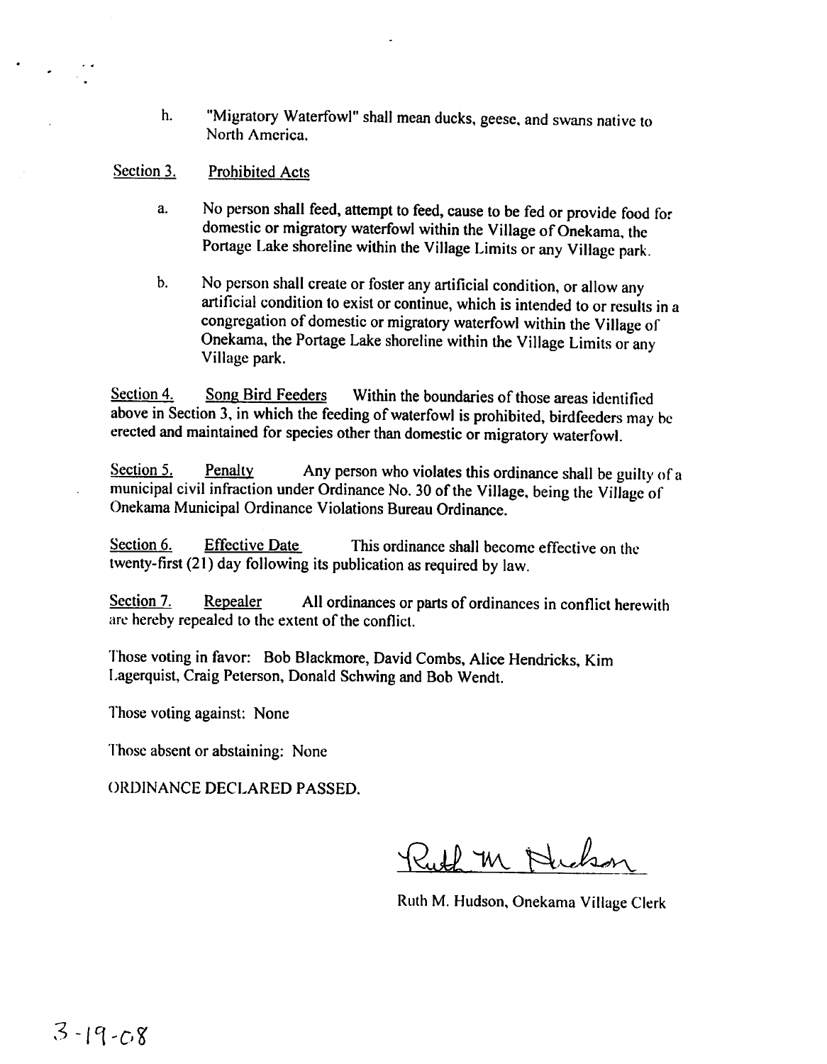h. "Migratory Waterfowl" shall mean ducks, geese, and swans native to North America.

Section 3. Prohibited Acts

a. No person shall feed, attempt to feed, cause to be fed or provide food for domestic or migratory waterfowl within the Village of Onekama, the Portage Lake shoreline within the Village Limits or any Village park.

b. No person shall create or foster any artificial condition, or allow any artificial condition to exist or continue, which is intended to or results in a congregation of domestic or migratory waterfowl within the Village of Onekama, the Portage Lake shoreline within the Village Limits or any Village park.

Section 4. Song Bird Feeders Within the boundaries of those areas identified above in Section 3, in which the feeding of waterfowl is prohibited, birdfeeders may be erected and maintained for species other than domestic or migratory waterfowl.

Section 5. Penalty Any person who violates this ordinance shall be guilty of a municipal civil infraction under Ordinance No. 30 of the Village, being the Village of Onekama Municipal Ordinance Violations Bureau Ordinance.

Section 6. Effective Date This ordinance shall become effective on the twenty-first (21) day following its publication as required by law.

Section 7. Repealer All ordinances or parts of ordinances in conflict herewith are hereby repealed to the extent of the conflict.

Those voting in favor: Bob Blackmore, David Combs, Alice Hendricks, Kim Lagerquist, Craig Peterson, Donald Schwing and Bob Wendt.

Those voting against: None

Those absent or abstaining: None

ORDINANCE DECLARED PASSED.

Ruth M Hudson

Ruth M. Hudson, Onekama Village Clerk

3-19-08